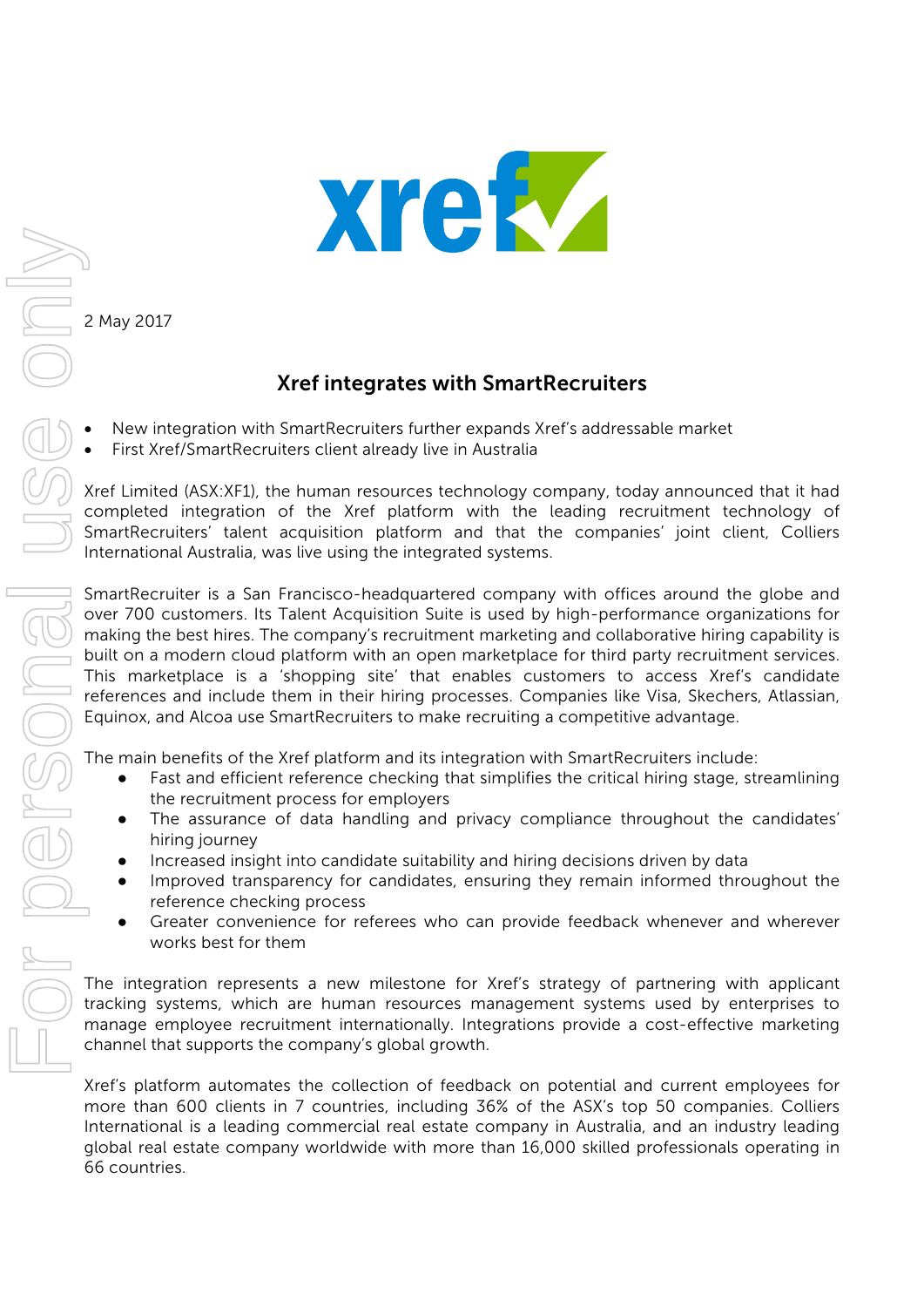2 May 2017

# Xref integrates with SmartRecruiters

- New integration with SmartRecruiters further expands Xref's addressable market
- First Xref/SmartRecruiters client already live in Australia

Xref Limited (ASX:XF1), the human resources technology company, today announced that it had completed integration of the Xref platform with the leading recruitment technology of SmartRecruiters' talent acquisition platform and that the companies' joint client, Colliers International Australia, was live using the integrated systems.

SmartRecruiter is a San Francisco-headquartered company with offices around the globe and over 700 customers. Its Talent Acquisition Suite is used by high-performance organizations for making the best hires. The company's recruitment marketing and collaborative hiring capability is built on a modern cloud platform with an open marketplace for third party recruitment services. This marketplace is a 'shopping site' that enables customers to access Xref's candidate references and include them in their hiring processes. Companies like Visa, Skechers, Atlassian, Equinox, and Alcoa use SmartRecruiters to make recruiting a competitive advantage.

The main benefits of the Xref platform and its integration with SmartRecruiters include:

- Fast and efficient reference checking that simplifies the critical hiring stage, streamlining the recruitment process for employers
- The assurance of data handling and privacy compliance throughout the candidates' hiring journey
- Increased insight into candidate suitability and hiring decisions driven by data
- Improved transparency for candidates, ensuring they remain informed throughout the reference checking process
- Greater convenience for referees who can provide feedback whenever and wherever works best for them

The integration represents a new milestone for Xref's strategy of partnering with applicant tracking systems, which are human resources management systems used by enterprises to manage employee recruitment internationally. Integrations provide a cost-effective marketing channel that supports the company's global growth.

Xref's platform automates the collection of feedback on potential and current employees for more than 600 clients in 7 countries, including 36% of the ASX's top 50 companies. Colliers International is a leading commercial real estate company in Australia, and an industry leading global real estate company worldwide with more than 16,000 skilled professionals operating in 66 countries.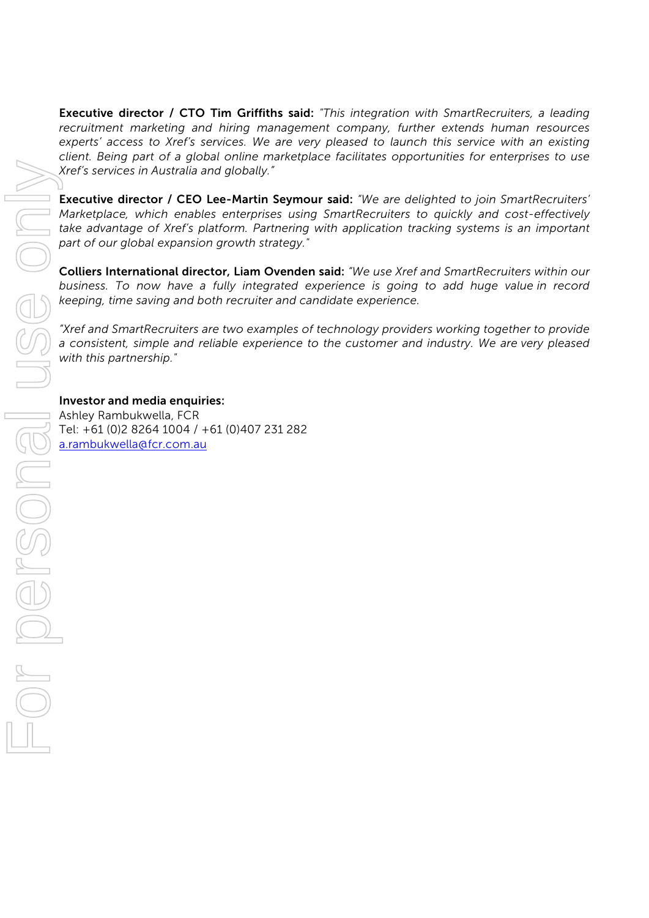**Executive director / CTO Tim Griffiths said:** *"This integration with SmartRecruiters, a leading recruitment marketing and hiring management company, further extends human resources experts' access to Xref's services. We are very pleased to launch this service with an existing client. Being part of a global online marketplace facilitates opportunities for enterprises to use Xref's services in Australia and globally."*

**Executive director / CEO Lee-Martin Seymour said:** *"We are delighted to join SmartRecruiters' Marketplace, which enables enterprises using SmartRecruiters to quickly and cost-effectively take advantage of Xref's platform. Partnering with application tracking systems is an important part of our global expansion growth strategy."*

**Colliers International director, Liam Ovenden said:** *"We use Xref and SmartRecruiters within our business. To now have a fully integrated experience is going to add huge value in record keeping, time saving and both recruiter and candidate experience.*

*"Xref and SmartRecruiters are two examples of technology providers working together to provide a consistent, simple and reliable experience to the customer and industry. We are very pleased with this partnership."*

**Investor and media enquiries:**
Ashley Rambukwella, FCR
Tel: +61 (0)2 8264 1004 / +61 (0)407 231 282
a.rambukwella@fcr.com.au